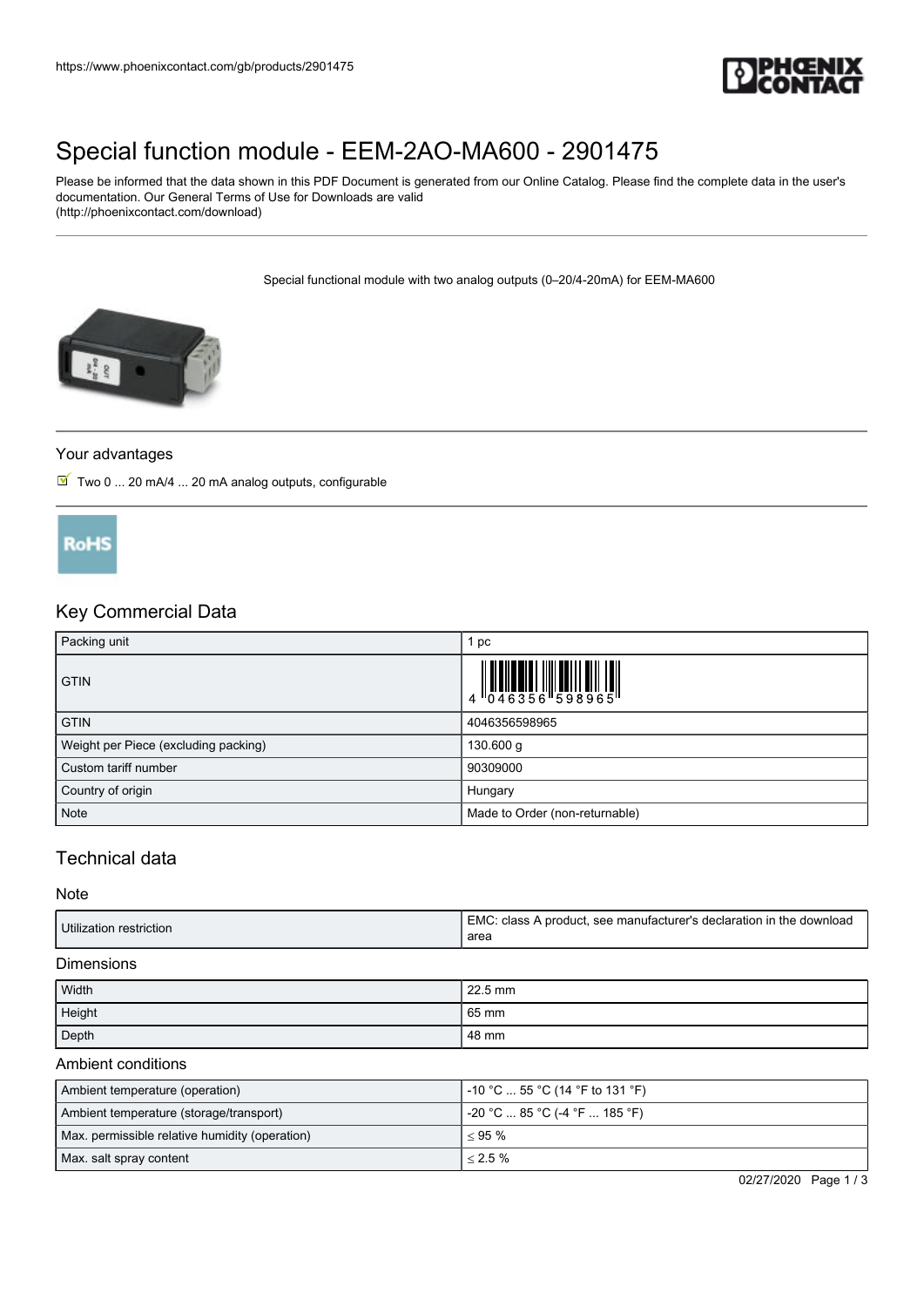https://www.phoenixcontact.com/gb/products/2901475

# Special function module - EEM-2AO-MA600 - 2901475

Please be informed that the data shown in this PDF Document is generated from our Online Catalog. Please find the complete data in the user's documentation. Our General Terms of Use for Downloads are valid (http://phoenixcontact.com/download)

Special functional module with two analog outputs (0–20/4-20mA) for EEM-MA600

## Your advantages

- Two 0 ... 20 mA/4 ... 20 mA analog outputs, configurable

RoHS

## Key Commercial Data

| | |
|---|---|
| Packing unit | 1 pc |
| GTIN | 4 046356 598965 |
| GTIN | 4046356598965 |
| Weight per Piece (excluding packing) | 130.600 g |
| Custom tariff number | 90309000 |
| Country of origin | Hungary |
| Note | Made to Order (non-returnable) |

## Technical data

### Note

| | |
|---|---|
| Utilization restriction | EMC: class A product, see manufacturer's declaration in the download area |

### Dimensions

| | |
|---|---|
| Width | 22.5 mm |
| Height | 65 mm |
| Depth | 48 mm |

### Ambient conditions

| | |
|---|---|
| Ambient temperature (operation) | -10 °C ... 55 °C (14 °F to 131 °F) |
| Ambient temperature (storage/transport) | -20 °C ... 85 °C (-4 °F ... 185 °F) |
| Max. permissible relative humidity (operation) | ≤ 95 % |
| Max. salt spray content | ≤ 2.5 % |

02/27/2020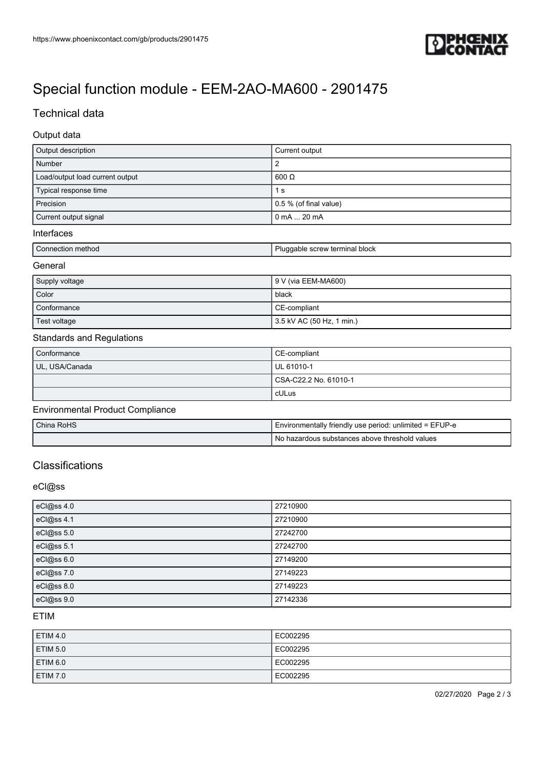# Special function module - EEM-2AO-MA600 - 2901475

## Technical data

### Output data

| | |
|---|---|
| Output description | Current output |
| Number | 2 |
| Load/output load current output | 600 Ω |
| Typical response time | 1 s |
| Precision | 0.5 % (of final value) |
| Current output signal | 0 mA ... 20 mA |

### Interfaces

| | |
|---|---|
| Connection method | Pluggable screw terminal block |

### General

| | |
|---|---|
| Supply voltage | 9 V (via EEM-MA600) |
| Color | black |
| Conformance | CE-compliant |
| Test voltage | 3.5 kV AC (50 Hz, 1 min.) |

### Standards and Regulations

| | |
|---|---|
| Conformance | CE-compliant |
| UL, USA/Canada | UL 61010-1 |
| | CSA-C22.2 No. 61010-1 |
| | cULus |

### Environmental Product Compliance

| | |
|---|---|
| China RoHS | Environmentally friendly use period: unlimited = EFUP-e |
| | No hazardous substances above threshold values |

## Classifications

### eCl@ss

| | |
|---|---|
| eCl@ss 4.0 | 27210900 |
| eCl@ss 4.1 | 27210900 |
| eCl@ss 5.0 | 27242700 |
| eCl@ss 5.1 | 27242700 |
| eCl@ss 6.0 | 27149200 |
| eCl@ss 7.0 | 27149223 |
| eCl@ss 8.0 | 27149223 |
| eCl@ss 9.0 | 27142336 |

### ETIM

| | |
|---|---|
| ETIM 4.0 | EC002295 |
| ETIM 5.0 | EC002295 |
| ETIM 6.0 | EC002295 |
| ETIM 7.0 | EC002295 |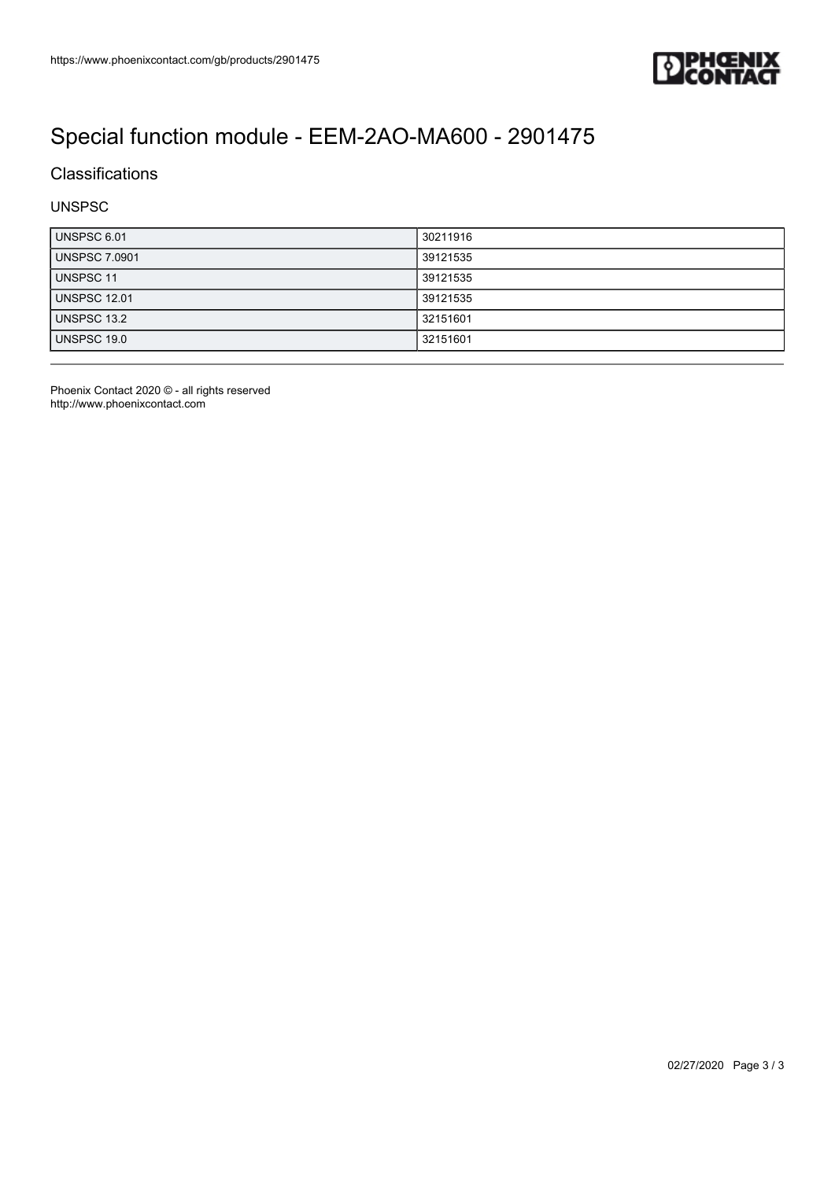# Special function module - EEM-2AO-MA600 - 2901475

## Classifications

### UNSPSC

| | |
|---|---|
| UNSPSC 6.01 | 30211916 |
| UNSPSC 7.0901 | 39121535 |
| UNSPSC 11 | 39121535 |
| UNSPSC 12.01 | 39121535 |
| UNSPSC 13.2 | 32151601 |
| UNSPSC 19.0 | 32151601 |

Phoenix Contact 2020 © - all rights reserved
http://www.phoenixcontact.com